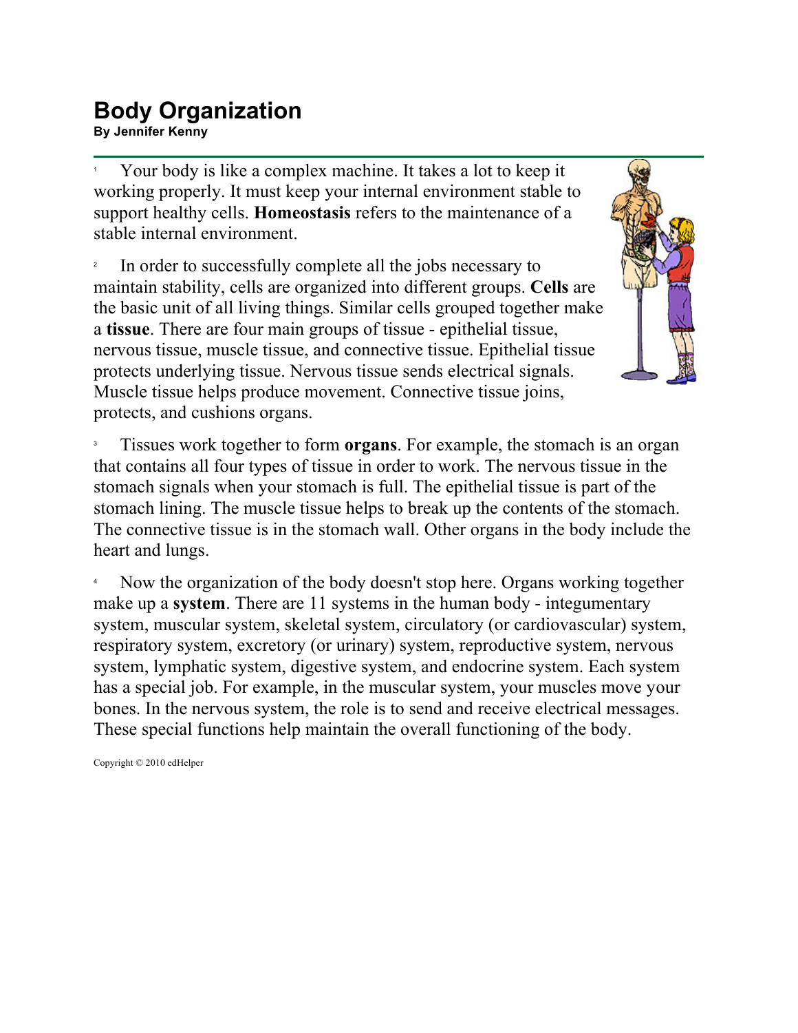# Body Organization

**By Jennifer Kenny**

1 Your body is like a complex machine. It takes a lot to keep it working properly. It must keep your internal environment stable to support healthy cells. **Homeostasis** refers to the maintenance of a stable internal environment.

2 In order to successfully complete all the jobs necessary to maintain stability, cells are organized into different groups. **Cells** are the basic unit of all living things. Similar cells grouped together make a **tissue**. There are four main groups of tissue - epithelial tissue, nervous tissue, muscle tissue, and connective tissue. Epithelial tissue protects underlying tissue. Nervous tissue sends electrical signals. Muscle tissue helps produce movement. Connective tissue joins, protects, and cushions organs.

3 Tissues work together to form **organs**. For example, the stomach is an organ that contains all four types of tissue in order to work. The nervous tissue in the stomach signals when your stomach is full. The epithelial tissue is part of the stomach lining. The muscle tissue helps to break up the contents of the stomach. The connective tissue is in the stomach wall. Other organs in the body include the heart and lungs.

4 Now the organization of the body doesn't stop here. Organs working together make up a **system**. There are 11 systems in the human body - integumentary system, muscular system, skeletal system, circulatory (or cardiovascular) system, respiratory system, excretory (or urinary) system, reproductive system, nervous system, lymphatic system, digestive system, and endocrine system. Each system has a special job. For example, in the muscular system, your muscles move your bones. In the nervous system, the role is to send and receive electrical messages. These special functions help maintain the overall functioning of the body.

Copyright © 2010 edHelper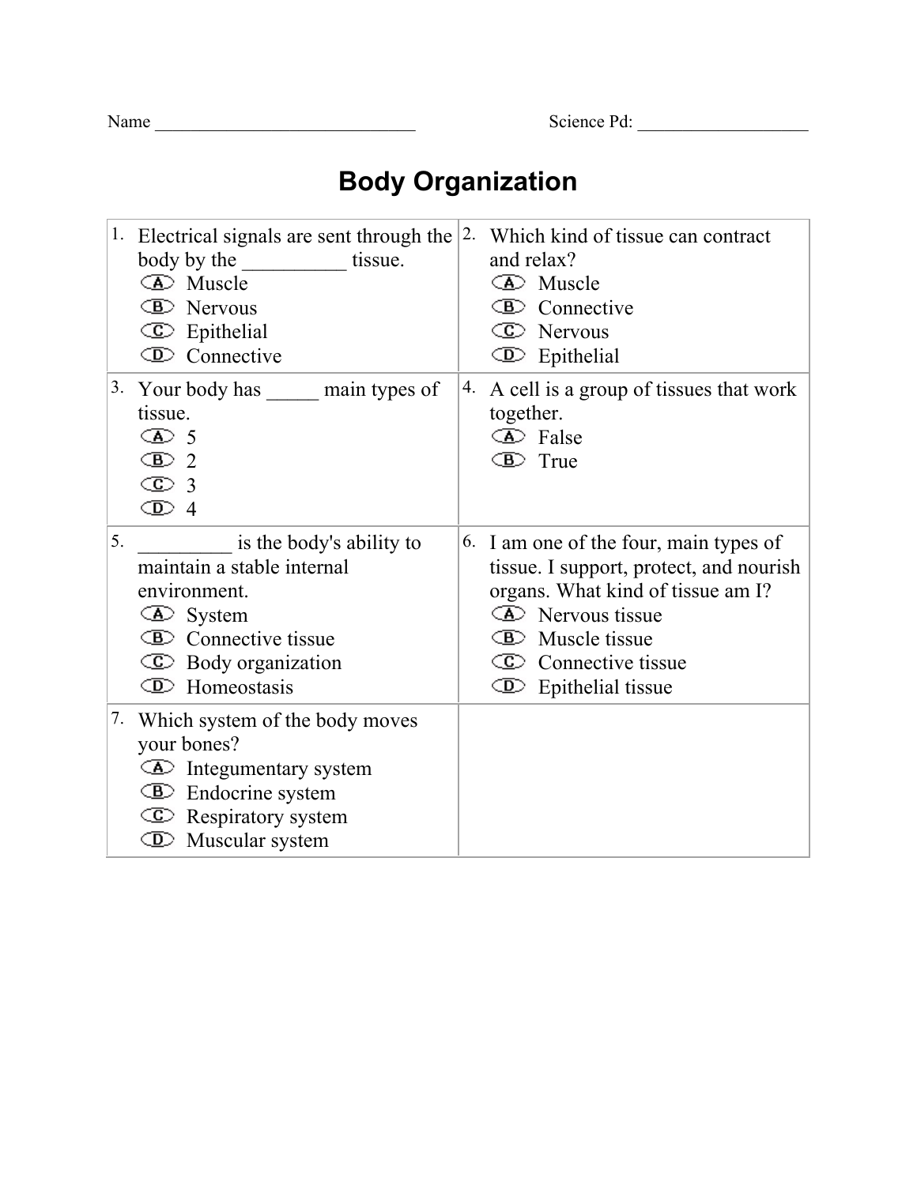Name ______________________________ Science Pd: ___________________

# Body Organization

1. Electrical signals are sent through the body by the __________ tissue.
   - (A) Muscle
   - (B) Nervous
   - (C) Epithelial
   - (D) Connective

2. Which kind of tissue can contract and relax?
   - (A) Muscle
   - (B) Connective
   - (C) Nervous
   - (D) Epithelial

3. Your body has _____ main types of tissue.
   - (A) 5
   - (B) 2
   - (C) 3
   - (D) 4

4. A cell is a group of tissues that work together.
   - (A) False
   - (B) True

5. _________ is the body's ability to maintain a stable internal environment.
   - (A) System
   - (B) Connective tissue
   - (C) Body organization
   - (D) Homeostasis

6. I am one of the four, main types of tissue. I support, protect, and nourish organs. What kind of tissue am I?
   - (A) Nervous tissue
   - (B) Muscle tissue
   - (C) Connective tissue
   - (D) Epithelial tissue

7. Which system of the body moves your bones?
   - (A) Integumentary system
   - (B) Endocrine system
   - (C) Respiratory system
   - (D) Muscular system